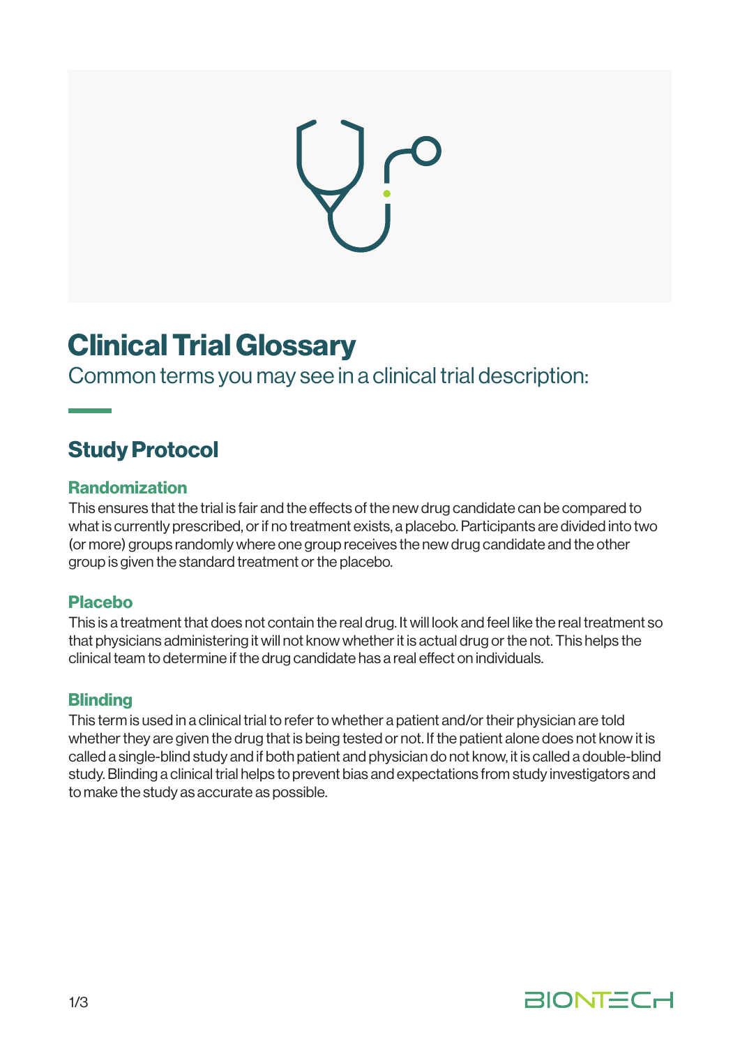# Clinical Trial Glossary

Common terms you may see in a clinical trial description:

## Study Protocol

### Randomization

This ensures that the trial is fair and the effects of the new drug candidate can be compared to what is currently prescribed, or if no treatment exists, a placebo. Participants are divided into two (or more) groups randomly where one group receives the new drug candidate and the other group is given the standard treatment or the placebo.

### Placebo

This is a treatment that does not contain the real drug. It will look and feel like the real treatment so that physicians administering it will not know whether it is actual drug or the not. This helps the clinical team to determine if the drug candidate has a real effect on individuals.

### Blinding

This term is used in a clinical trial to refer to whether a patient and/or their physician are told whether they are given the drug that is being tested or not. If the patient alone does not know it is called a single-blind study and if both patient and physician do not know, it is called a double-blind study. Blinding a clinical trial helps to prevent bias and expectations from study investigators and to make the study as accurate as possible.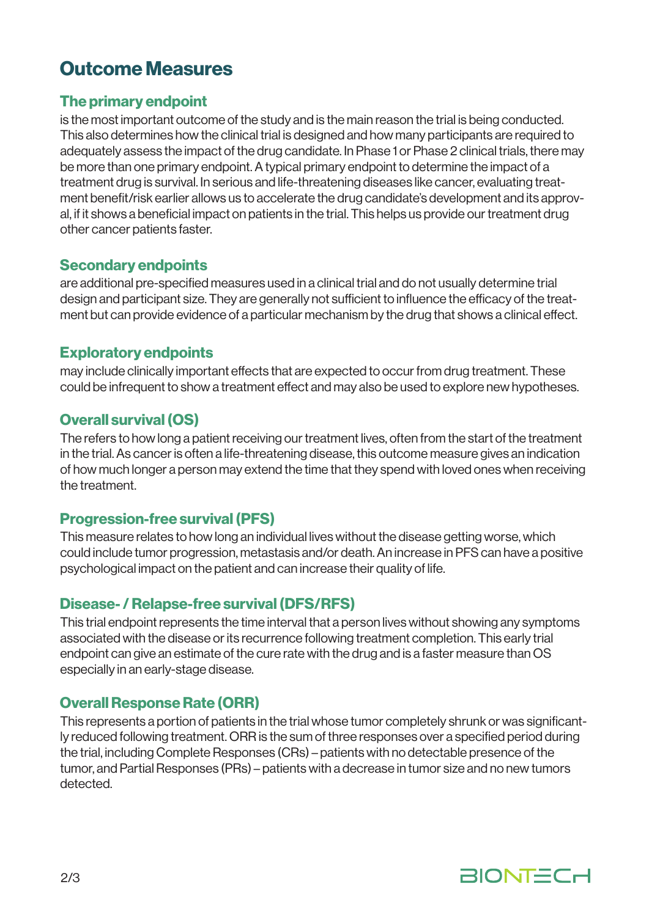# Outcome Measures

## The primary endpoint

is the most important outcome of the study and is the main reason the trial is being conducted. This also determines how the clinical trial is designed and how many participants are required to adequately assess the impact of the drug candidate. In Phase 1 or Phase 2 clinical trials, there may be more than one primary endpoint. A typical primary endpoint to determine the impact of a treatment drug is survival. In serious and life-threatening diseases like cancer, evaluating treatment benefit/risk earlier allows us to accelerate the drug candidate's development and its approval, if it shows a beneficial impact on patients in the trial. This helps us provide our treatment drug other cancer patients faster.

## Secondary endpoints

are additional pre-specified measures used in a clinical trial and do not usually determine trial design and participant size. They are generally not sufficient to influence the efficacy of the treatment but can provide evidence of a particular mechanism by the drug that shows a clinical effect.

## Exploratory endpoints

may include clinically important effects that are expected to occur from drug treatment. These could be infrequent to show a treatment effect and may also be used to explore new hypotheses.

## Overall survival (OS)

The refers to how long a patient receiving our treatment lives, often from the start of the treatment in the trial. As cancer is often a life-threatening disease, this outcome measure gives an indication of how much longer a person may extend the time that they spend with loved ones when receiving the treatment.

## Progression-free survival (PFS)

This measure relates to how long an individual lives without the disease getting worse, which could include tumor progression, metastasis and/or death. An increase in PFS can have a positive psychological impact on the patient and can increase their quality of life.

## Disease- / Relapse-free survival (DFS/RFS)

This trial endpoint represents the time interval that a person lives without showing any symptoms associated with the disease or its recurrence following treatment completion. This early trial endpoint can give an estimate of the cure rate with the drug and is a faster measure than OS especially in an early-stage disease.

## Overall Response Rate (ORR)

This represents a portion of patients in the trial whose tumor completely shrunk or was significantly reduced following treatment. ORR is the sum of three responses over a specified period during the trial, including Complete Responses (CRs) – patients with no detectable presence of the tumor, and Partial Responses (PRs) – patients with a decrease in tumor size and no new tumors detected.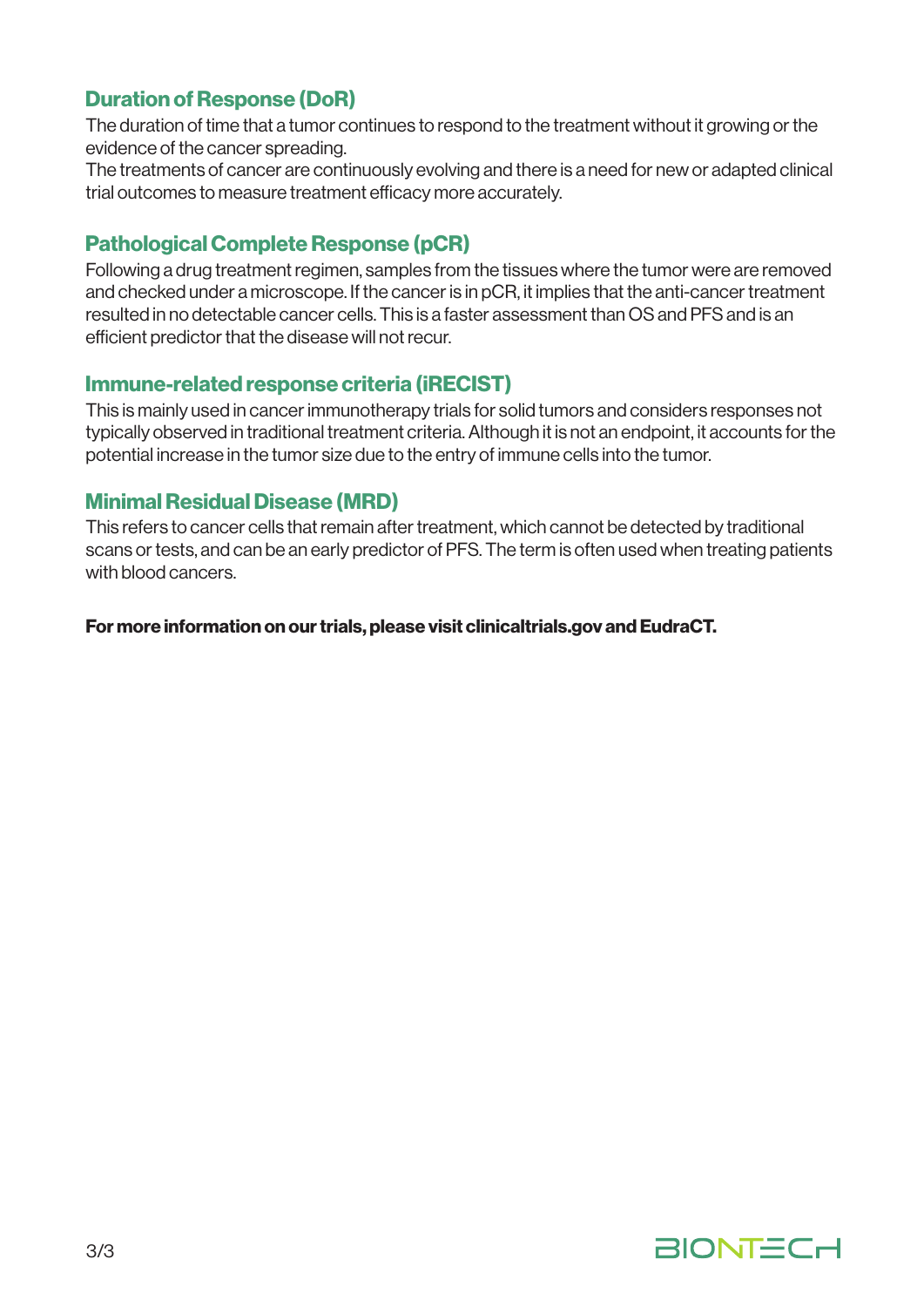## Duration of Response (DoR)

The duration of time that a tumor continues to respond to the treatment without it growing or the evidence of the cancer spreading.
The treatments of cancer are continuously evolving and there is a need for new or adapted clinical trial outcomes to measure treatment efficacy more accurately.

## Pathological Complete Response (pCR)

Following a drug treatment regimen, samples from the tissues where the tumor were are removed and checked under a microscope. If the cancer is in pCR, it implies that the anti-cancer treatment resulted in no detectable cancer cells. This is a faster assessment than OS and PFS and is an efficient predictor that the disease will not recur.

## Immune-related response criteria (iRECIST)

This is mainly used in cancer immunotherapy trials for solid tumors and considers responses not typically observed in traditional treatment criteria. Although it is not an endpoint, it accounts for the potential increase in the tumor size due to the entry of immune cells into the tumor.

## Minimal Residual Disease (MRD)

This refers to cancer cells that remain after treatment, which cannot be detected by traditional scans or tests, and can be an early predictor of PFS. The term is often used when treating patients with blood cancers.

**For more information on our trials, please visit clinicaltrials.gov and EudraCT.**